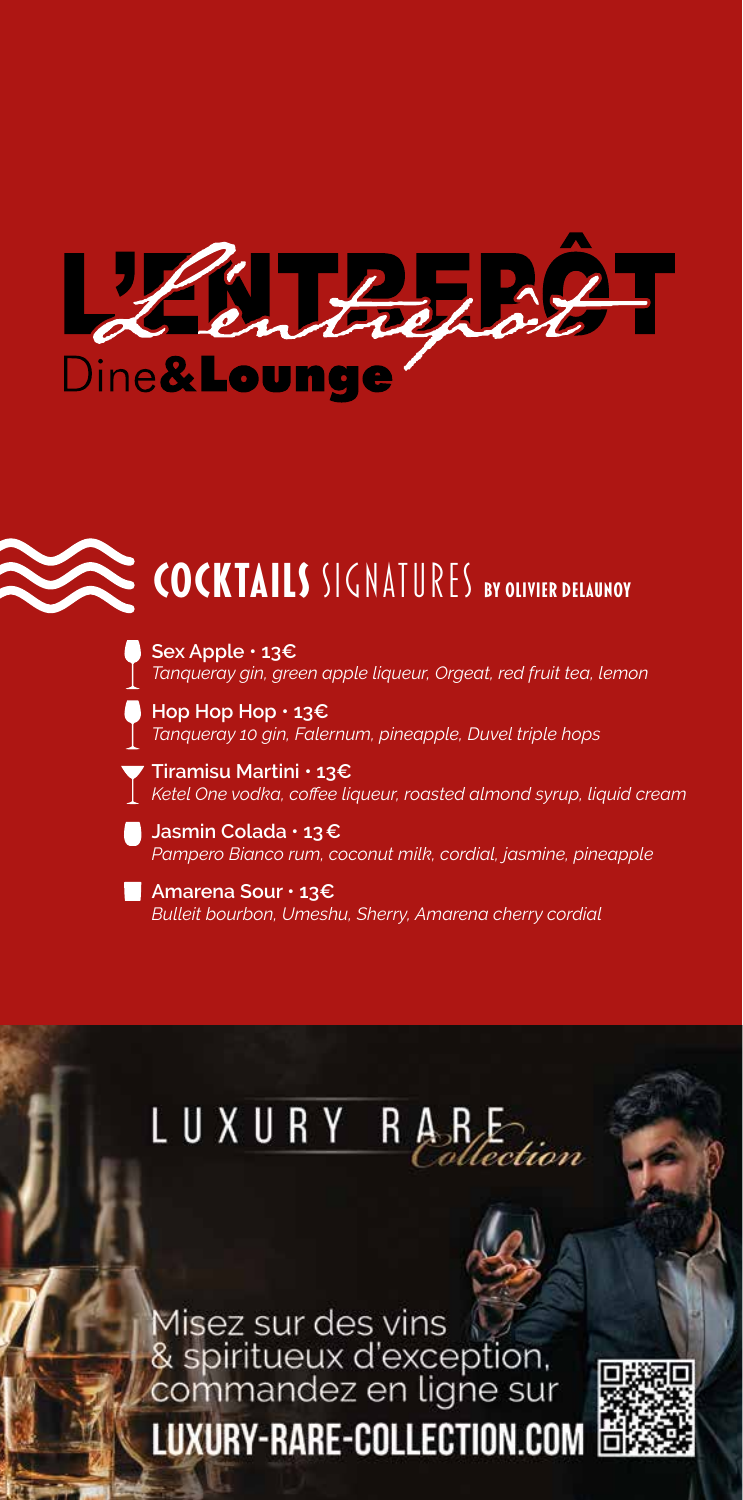# L'ENTREPÔT

Dine&Lounge

## COCKTAILS SIGNATURES BY OLIVIER DELAUNOY

**Sex Apple · 13€**
*Tanqueray gin, green apple liqueur, Orgeat, red fruit tea, lemon*

**Hop Hop Hop · 13€**
*Tanqueray 10 gin, Falernum, pineapple, Duvel triple hops*

**Tiramisu Martini · 13€**
*Ketel One vodka, coffee liqueur, roasted almond syrup, liquid cream*

**Jasmin Colada · 13 €**
*Pampero Bianco rum, coconut milk, cordial, jasmine, pineapple*

**Amarena Sour · 13€**
*Bulleit bourbon, Umeshu, Sherry, Amarena cherry cordial*

LUXURY RARE Collection

Misez sur des vins & spiritueux d'exception, commandez en ligne sur

LUXURY-RARE-COLLECTION.COM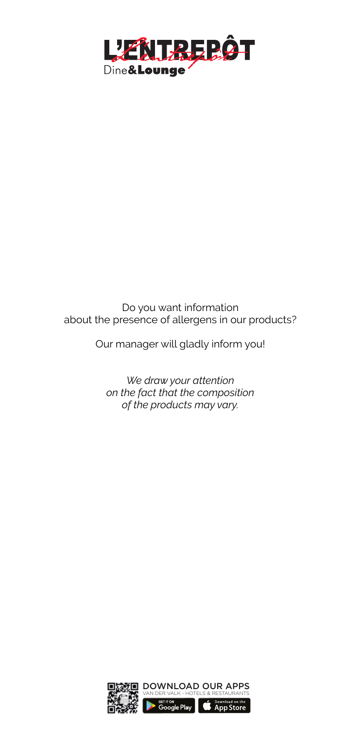# L'ENTREPÔT

Dine&**Lounge**

Do you want information
about the presence of allergens in our products?

Our manager will gladly inform you!

*We draw your attention on the fact that the composition of the products may vary.*

DOWNLOAD OUR APPS
VAN DER VALK - HOTELS & RESTAURANTS

GET IT ON Google Play

Download on the App Store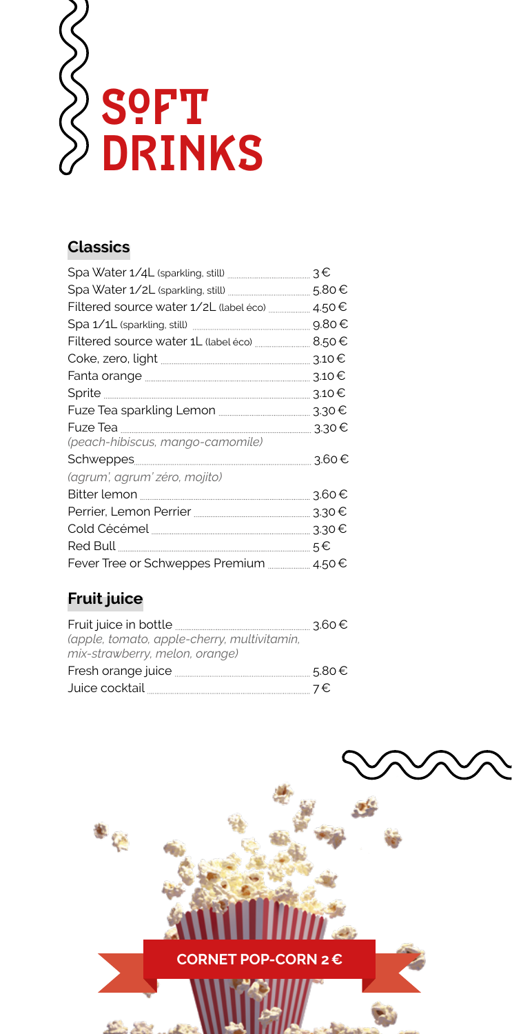# SOFT DRINKS

## Classics

| Item | Price |
| --- | --- |
| Spa Water 1/4L (sparkling, still) | 3 € |
| Spa Water 1/2L (sparkling, still) | 5.80 € |
| Filtered source water 1/2L (label éco) | 4.50 € |
| Spa 1/1L (sparkling, still) | 9.80 € |
| Filtered source water 1L (label éco) | 8.50 € |
| Coke, zero, light | 3.10 € |
| Fanta orange | 3.10 € |
| Sprite | 3.10 € |
| Fuze Tea sparkling Lemon | 3.30 € |
| Fuze Tea *(peach-hibiscus, mango-camomile)* | 3.30 € |
| Schweppes *(agrum', agrum' zéro, mojito)* | 3.60 € |
| Bitter lemon | 3.60 € |
| Perrier, Lemon Perrier | 3.30 € |
| Cold Cécémel | 3.30 € |
| Red Bull | 5 € |
| Fever Tree or Schweppes Premium | 4.50 € |

## Fruit juice

| Item | Price |
| --- | --- |
| Fruit juice in bottle *(apple, tomato, apple-cherry, multivitamin, mix-strawberry, melon, orange)* | 3.60 € |
| Fresh orange juice | 5.80 € |
| Juice cocktail | 7 € |

**CORNET POP-CORN 2 €**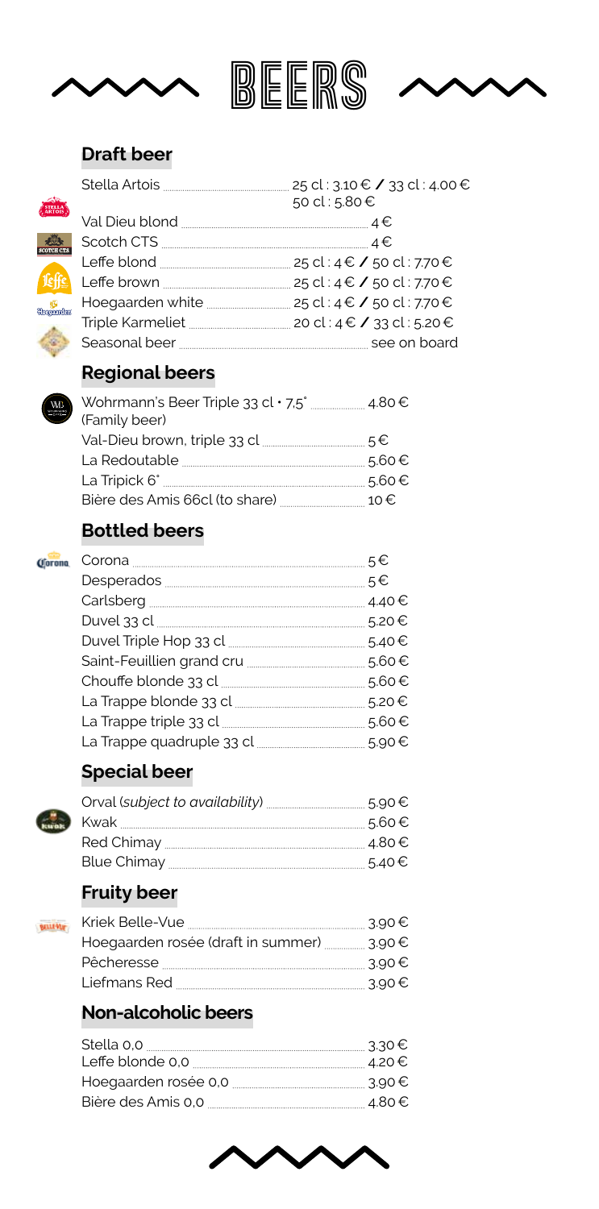# BEERS

## Draft beer

| | |
|---|---|
| Stella Artois | 25 cl : 3.10 € / 33 cl : 4.00 € 50 cl : 5.80 € |
| Val Dieu blond | 4 € |
| Scotch CTS | 4 € |
| Leffe blond | 25 cl : 4 € / 50 cl : 7.70 € |
| Leffe brown | 25 cl : 4 € / 50 cl : 7.70 € |
| Hoegaarden white | 25 cl : 4 € / 50 cl : 7.70 € |
| Triple Karmeliet | 20 cl : 4 € / 33 cl : 5.20 € |
| Seasonal beer | see on board |

## Regional beers

| | |
|---|---|
| Wohrmann's Beer Triple 33 cl • 7,5° (Family beer) | 4.80 € |
| Val-Dieu brown, triple 33 cl | 5 € |
| La Redoutable | 5.60 € |
| La Tripick 6° | 5.60 € |
| Bière des Amis 66cl (to share) | 10 € |

## Bottled beers

| | |
|---|---|
| Corona | 5 € |
| Desperados | 5 € |
| Carlsberg | 4.40 € |
| Duvel 33 cl | 5.20 € |
| Duvel Triple Hop 33 cl | 5.40 € |
| Saint-Feuillien grand cru | 5.60 € |
| Chouffe blonde 33 cl | 5.60 € |
| La Trappe blonde 33 cl | 5.20 € |
| La Trappe triple 33 cl | 5.60 € |
| La Trappe quadruple 33 cl | 5.90 € |

## Special beer

| | |
|---|---|
| Orval (*subject to availability*) | 5.90 € |
| Kwak | 5.60 € |
| Red Chimay | 4.80 € |
| Blue Chimay | 5.40 € |

## Fruity beer

| | |
|---|---|
| Kriek Belle-Vue | 3.90 € |
| Hoegaarden rosée (draft in summer) | 3.90 € |
| Pêcheresse | 3.90 € |
| Liefmans Red | 3.90 € |

## Non-alcoholic beers

| | |
|---|---|
| Stella 0,0 | 3.30 € |
| Leffe blonde 0,0 | 4.20 € |
| Hoegaarden rosée 0,0 | 3.90 € |
| Bière des Amis 0,0 | 4.80 € |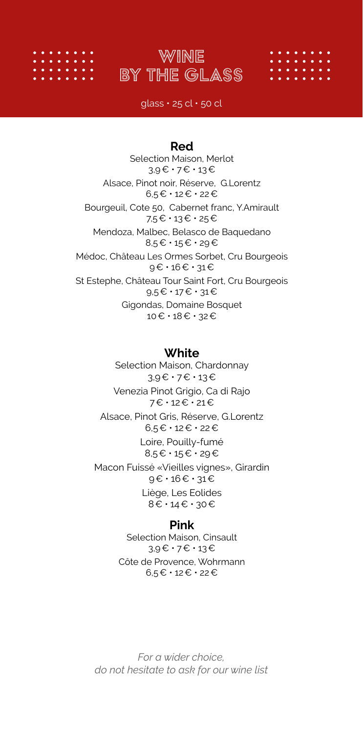# WINE BY THE GLASS

glass • 25 cl • 50 cl

## Red

Selection Maison, Merlot
3,9 € • 7 € • 13 €

Alsace, Pinot noir, Réserve, G.Lorentz
6,5 € • 12 € • 22 €

Bourgeuil, Cote 50, Cabernet franc, Y.Amirault
7,5 € • 13 € • 25 €

Mendoza, Malbec, Belasco de Baquedano
8,5 € • 15 € • 29 €

Médoc, Château Les Ormes Sorbet, Cru Bourgeois
9 € • 16 € • 31 €

St Estephe, Château Tour Saint Fort, Cru Bourgeois
9,5 € • 17 € • 31 €

Gigondas, Domaine Bosquet
10 € • 18 € • 32 €

## White

Selection Maison, Chardonnay
3,9 € • 7 € • 13 €

Venezia Pinot Grigio, Ca di Rajo
7 € • 12 € • 21 €

Alsace, Pinot Gris, Réserve, G.Lorentz
6,5 € • 12 € • 22 €

Loire, Pouilly-fumé
8,5 € • 15 € • 29 €

Macon Fuissé «Vieilles vignes», Girardin
9 € • 16 € • 31 €

Liège, Les Eolides
8 € • 14 € • 30 €

## Pink

Selection Maison, Cinsault
3,9 € • 7 € • 13 €

Côte de Provence, Wohrmann
6,5 € • 12 € • 22 €

*For a wider choice,*
*do not hesitate to ask for our wine list*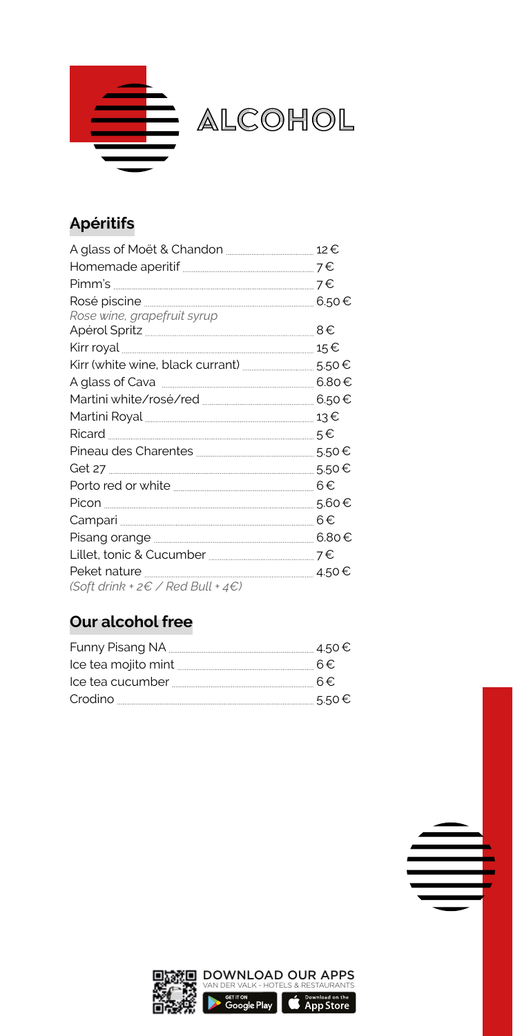# ALCOHOL

## Apéritifs

| | |
|---|---|
| A glass of Moët & Chandon | 12 € |
| Homemade aperitif | 7 € |
| Pimm's | 7 € |
| Rosé piscine<br>*Rose wine, grapefruit syrup* | 6.50 € |
| Apérol Spritz | 8 € |
| Kirr royal | 15 € |
| Kirr (white wine, black currant) | 5.50 € |
| A glass of Cava | 6.80 € |
| Martini white/rosé/red | 6.50 € |
| Martini Royal | 13 € |
| Ricard | 5 € |
| Pineau des Charentes | 5.50 € |
| Get 27 | 5.50 € |
| Porto red or white | 6 € |
| Picon | 5.60 € |
| Campari | 6 € |
| Pisang orange | 6.80 € |
| Lillet, tonic & Cucumber | 7 € |
| Peket nature | 4.50 € |

*(Soft drink + 2€ / Red Bull + 4€)*

## Our alcohol free

| | |
|---|---|
| Funny Pisang NA | 4.50 € |
| Ice tea mojito mint | 6 € |
| Ice tea cucumber | 6 € |
| Crodino | 5.50 € |

DOWNLOAD OUR APPS
VAN DER VALK - HOTELS & RESTAURANTS
GET IT ON Google Play | Download on the App Store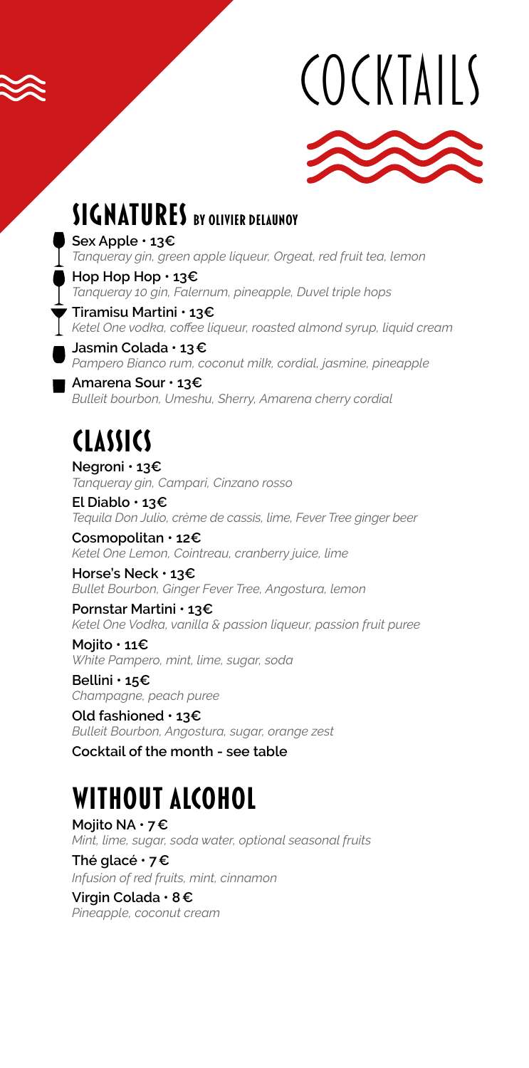# COCKTAILS

## SIGNATURES BY OLIVIER DELAUNOY

**Sex Apple • 13€**
*Tanqueray gin, green apple liqueur, Orgeat, red fruit tea, lemon*

**Hop Hop Hop • 13€**
*Tanqueray 10 gin, Falernum, pineapple, Duvel triple hops*

**Tiramisu Martini • 13€**
*Ketel One vodka, coffee liqueur, roasted almond syrup, liquid cream*

**Jasmin Colada • 13 €**
*Pampero Bianco rum, coconut milk, cordial, jasmine, pineapple*

**Amarena Sour • 13€**
*Bulleit bourbon, Umeshu, Sherry, Amarena cherry cordial*

## CLASSICS

**Negroni • 13€**
*Tanqueray gin, Campari, Cinzano rosso*

**El Diablo • 13€**
*Tequila Don Julio, crème de cassis, lime, Fever Tree ginger beer*

**Cosmopolitan • 12€**
*Ketel One Lemon, Cointreau, cranberry juice, lime*

**Horse's Neck • 13€**
*Bullet Bourbon, Ginger Fever Tree, Angostura, lemon*

**Pornstar Martini • 13€**
*Ketel One Vodka, vanilla & passion liqueur, passion fruit puree*

**Mojito • 11€**
*White Pampero, mint, lime, sugar, soda*

**Bellini • 15€**
*Champagne, peach puree*

**Old fashioned • 13€**
*Bulleit Bourbon, Angostura, sugar, orange zest*

**Cocktail of the month - see table**

## WITHOUT ALCOHOL

**Mojito NA • 7 €**
*Mint, lime, sugar, soda water, optional seasonal fruits*

**Thé glacé • 7 €**
*Infusion of red fruits, mint, cinnamon*

**Virgin Colada • 8 €**
*Pineapple, coconut cream*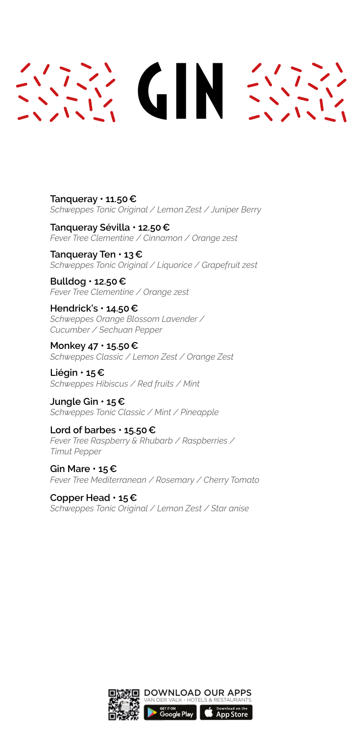# GIN

**Tanqueray • 11.50 €**
*Schweppes Tonic Original / Lemon Zest / Juniper Berry*

**Tanqueray Sévilla • 12.50 €**
*Fever Tree Clementine / Cinnamon / Orange zest*

**Tanqueray Ten • 13 €**
*Schweppes Tonic Original / Liquorice / Grapefruit zest*

**Bulldog • 12.50 €**
*Fever Tree Clementine / Orange zest*

**Hendrick's • 14.50 €**
*Schweppes Orange Blossom Lavender / Cucumber / Sechuan Pepper*

**Monkey 47 • 15.50 €**
*Schweppes Classic / Lemon Zest / Orange Zest*

**Liégin • 15 €**
*Schweppes Hibiscus / Red fruits / Mint*

**Jungle Gin • 15 €**
*Schweppes Tonic Classic / Mint / Pineapple*

**Lord of barbes • 15.50 €**
*Fever Tree Raspberry & Rhubarb / Raspberries / Timut Pepper*

**Gin Mare • 15 €**
*Fever Tree Mediterranean / Rosemary / Cherry Tomato*

**Copper Head • 15 €**
*Schweppes Tonic Original / Lemon Zest / Star anise*

DOWNLOAD OUR APPS
VAN DER VALK - HOTELS & RESTAURANTS
GET IT ON Google Play
Download on the App Store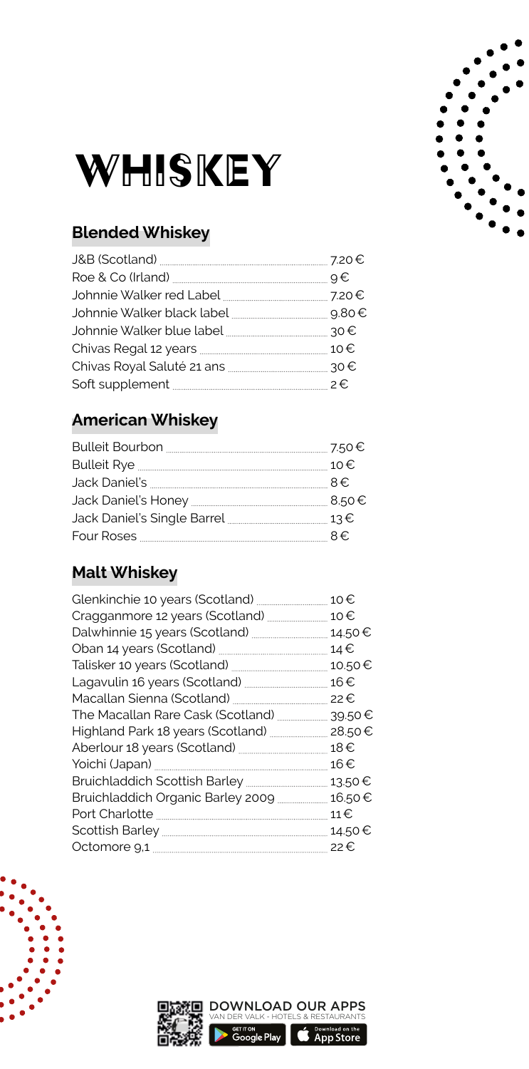# WHISKEY

## Blended Whiskey

| | |
|---|---|
| J&B (Scotland) | 7.20 € |
| Roe & Co (Irland) | 9 € |
| Johnnie Walker red Label | 7.20 € |
| Johnnie Walker black label | 9.80 € |
| Johnnie Walker blue label | 30 € |
| Chivas Regal 12 years | 10 € |
| Chivas Royal Saluté 21 ans | 30 € |
| Soft supplement | 2 € |

## American Whiskey

| | |
|---|---|
| Bulleit Bourbon | 7.50 € |
| Bulleit Rye | 10 € |
| Jack Daniel's | 8 € |
| Jack Daniel's Honey | 8.50 € |
| Jack Daniel's Single Barrel | 13 € |
| Four Roses | 8 € |

## Malt Whiskey

| | |
|---|---|
| Glenkinchie 10 years (Scotland) | 10 € |
| Cragganmore 12 years (Scotland) | 10 € |
| Dalwhinnie 15 years (Scotland) | 14.50 € |
| Oban 14 years (Scotland) | 14 € |
| Talisker 10 years (Scotland) | 10.50 € |
| Lagavulin 16 years (Scotland) | 16 € |
| Macallan Sienna (Scotland) | 22 € |
| The Macallan Rare Cask (Scotland) | 39.50 € |
| Highland Park 18 years (Scotland) | 28.50 € |
| Aberlour 18 years (Scotland) | 18 € |
| Yoichi (Japan) | 16 € |
| Bruichladdich Scottish Barley | 13.50 € |
| Bruichladdich Organic Barley 2009 | 16.50 € |
| Port Charlotte | 11 € |
| Scottish Barley | 14.50 € |
| Octomore 9,1 | 22 € |

DOWNLOAD OUR APPS
VAN DER VALK - HOTELS & RESTAURANTS
GET IT ON Google Play | Download on the App Store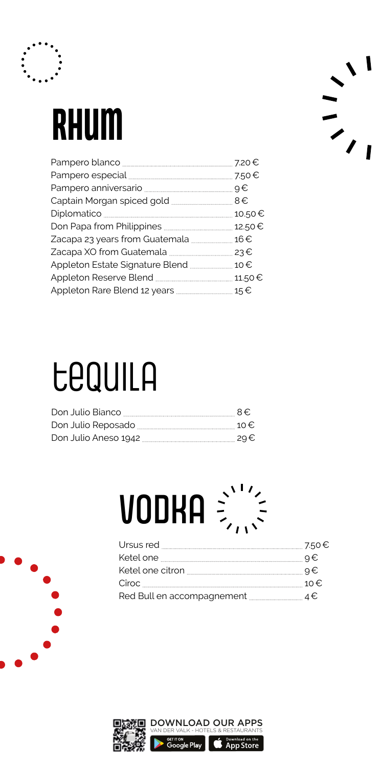# RHUM

| | |
|---|---|
| Pampero blanco | 7.20 € |
| Pampero especial | 7.50 € |
| Pampero anniversario | 9 € |
| Captain Morgan spiced gold | 8 € |
| Diplomatico | 10.50 € |
| Don Papa from Philippines | 12.50 € |
| Zacapa 23 years from Guatemala | 16 € |
| Zacapa XO from Guatemala | 23 € |
| Appleton Estate Signature Blend | 10 € |
| Appleton Reserve Blend | 11.50 € |
| Appleton Rare Blend 12 years | 15 € |

# TEQUILA

| | |
|---|---|
| Don Julio Bianco | 8 € |
| Don Julio Reposado | 10 € |
| Don Julio Aneso 1942 | 29 € |

# VODKA

| | |
|---|---|
| Ursus red | 7.50 € |
| Ketel one | 9 € |
| Ketel one citron | 9 € |
| Cîroc | 10 € |
| Red Bull en accompagnement | 4 € |

DOWNLOAD OUR APPS
VAN DER VALK - HOTELS & RESTAURANTS
GET IT ON Google Play | Download on the App Store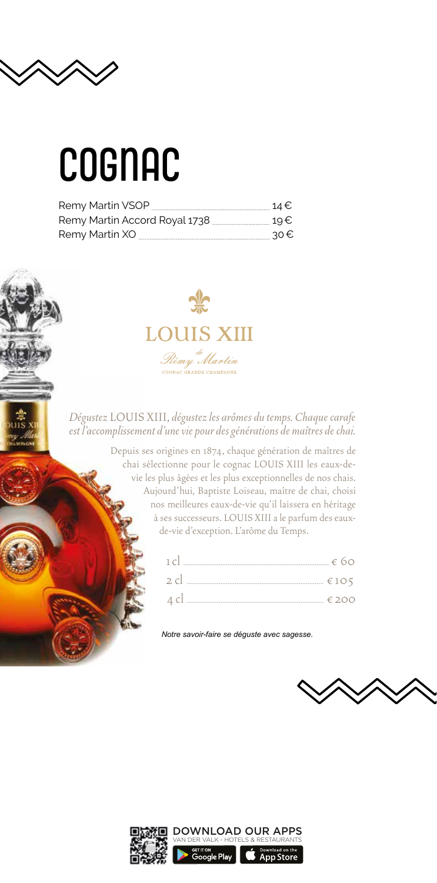# COGNAC

| | |
|---|---|
| Remy Martin VSOP | 14 € |
| Remy Martin Accord Royal 1738 | 19 € |
| Remy Martin XO | 30 € |

## LOUIS XIII

Rémy Martin

COGNAC GRANDE CHAMPAGNE

*Dégustez* LOUIS XIII, *dégustez les arômes du temps. Chaque carafe est l'accomplissement d'une vie pour des générations de maîtres de chai.*

Depuis ses origines en 1874, chaque génération de maîtres de chai sélectionne pour le cognac LOUIS XIII les eaux-de-vie les plus âgées et les plus exceptionnelles de nos chais. Aujourd'hui, Baptiste Loiseau, maître de chai, choisi nos meilleures eaux-de-vie qu'il laissera en héritage à ses successeurs. LOUIS XIII a le parfum des eaux-de-vie d'exception. L'arôme du Temps.

| | |
|---|---|
| 1 cl | € 60 |
| 2 cl | € 105 |
| 4 cl | € 200 |

*Notre savoir-faire se déguste avec sagesse.*

DOWNLOAD OUR APPS
VAN DER VALK - HOTELS & RESTAURANTS
GET IT ON Google Play | Download on the App Store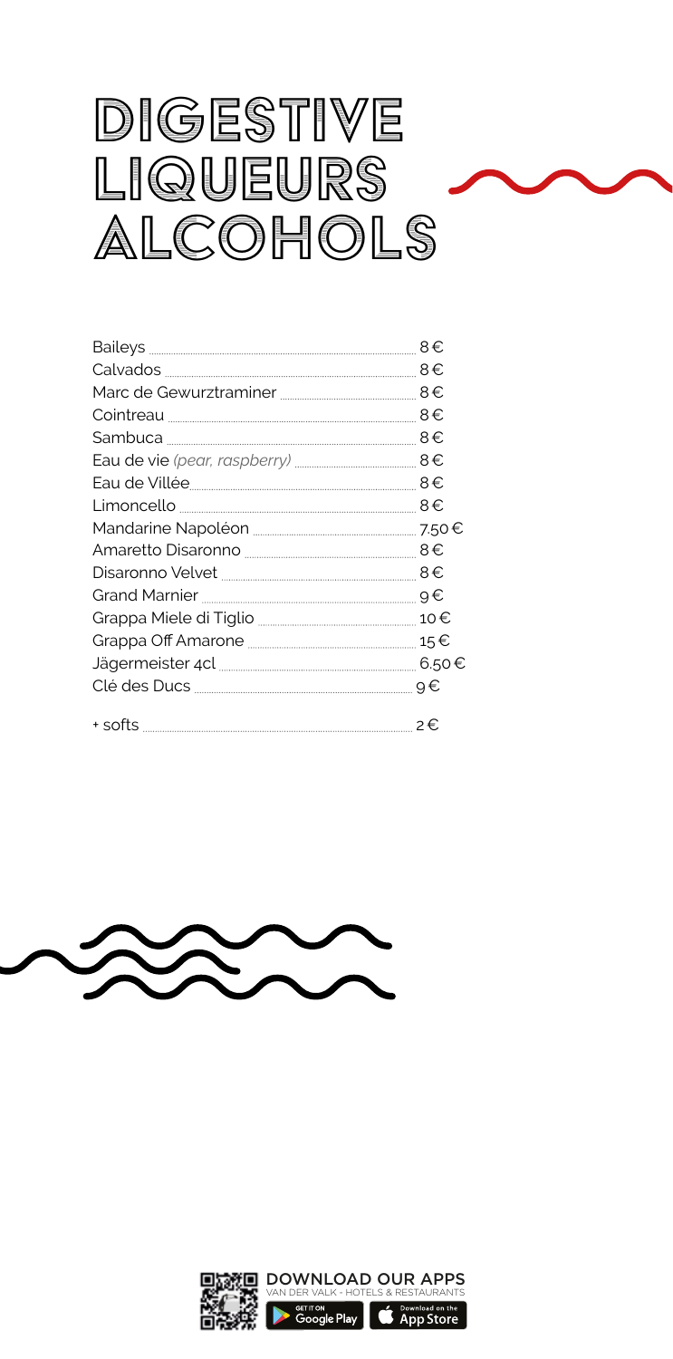# DIGESTIVE LIQUEURS ALCOHOLS

| | |
|---|---|
| Baileys | 8 € |
| Calvados | 8 € |
| Marc de Gewurztraminer | 8 € |
| Cointreau | 8 € |
| Sambuca | 8 € |
| Eau de vie *(pear, raspberry)* | 8 € |
| Eau de Villée | 8 € |
| Limoncello | 8 € |
| Mandarine Napoléon | 7.50 € |
| Amaretto Disaronno | 8 € |
| Disaronno Velvet | 8 € |
| Grand Marnier | 9 € |
| Grappa Miele di Tiglio | 10 € |
| Grappa Off Amarone | 15 € |
| Jägermeister 4cl | 6.50 € |
| Clé des Ducs | 9 € |
| + softs | 2 € |

DOWNLOAD OUR APPS
VAN DER VALK - HOTELS & RESTAURANTS
GET IT ON Google Play
Download on the App Store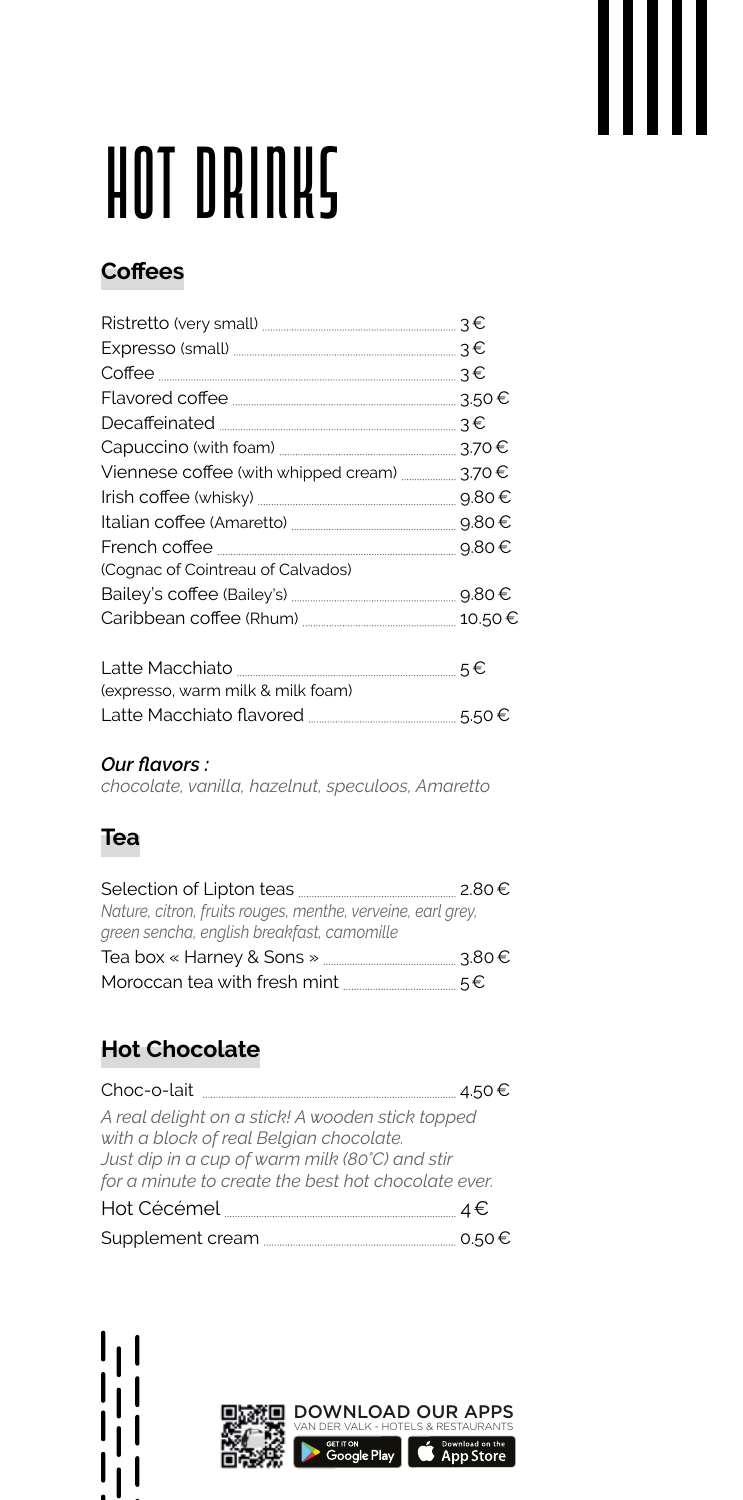# HOT DRINKS

## Coffees

| | |
|---|---|
| Ristretto (very small) | 3 € |
| Expresso (small) | 3 € |
| Coffee | 3 € |
| Flavored coffee | 3.50 € |
| Decaffeinated | 3 € |
| Capuccino (with foam) | 3.70 € |
| Viennese coffee (with whipped cream) | 3.70 € |
| Irish coffee (whisky) | 9.80 € |
| Italian coffee (Amaretto) | 9.80 € |
| French coffee (Cognac of Cointreau of Calvados) | 9.80 € |
| Bailey's coffee (Bailey's) | 9.80 € |
| Caribbean coffee (Rhum) | 10.50 € |
| Latte Macchiato (expresso, warm milk & milk foam) | 5 € |
| Latte Macchiato flavored | 5.50 € |

***Our flavors :***
*chocolate, vanilla, hazelnut, speculoos, Amaretto*

## Tea

| | |
|---|---|
| Selection of Lipton teas<br>*Nature, citron, fruits rouges, menthe, verveine, earl grey, green sencha, english breakfast, camomille* | 2.80 € |
| Tea box « Harney & Sons » | 3.80 € |
| Moroccan tea with fresh mint | 5 € |

## Hot Chocolate

| | |
|---|---|
| Choc-o-lait<br>*A real delight on a stick! A wooden stick topped with a block of real Belgian chocolate. Just dip in a cup of warm milk (80°C) and stir for a minute to create the best hot chocolate ever.* | 4.50 € |
| Hot Cécémel | 4 € |
| Supplement cream | 0.50 € |

DOWNLOAD OUR APPS
VAN DER VALK - HOTELS & RESTAURANTS
GET IT ON Google Play
Download on the App Store